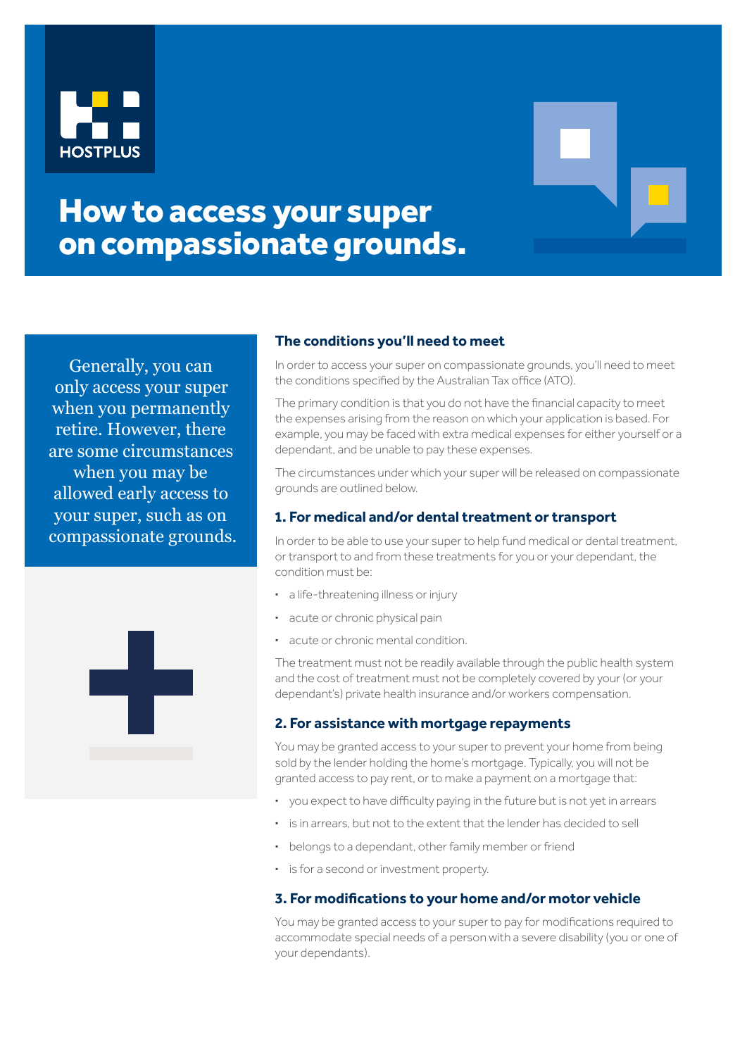HOSTPLUS

# How to access your super on compassionate grounds.

Generally, you can only access your super when you permanently retire. However, there are some circumstances when you may be allowed early access to your super, such as on compassionate grounds.

## The conditions you'll need to meet

In order to access your super on compassionate grounds, you'll need to meet the conditions specified by the Australian Tax office (ATO).

The primary condition is that you do not have the financial capacity to meet the expenses arising from the reason on which your application is based. For example, you may be faced with extra medical expenses for either yourself or a dependant, and be unable to pay these expenses.

The circumstances under which your super will be released on compassionate grounds are outlined below.

### 1. For medical and/or dental treatment or transport

In order to be able to use your super to help fund medical or dental treatment, or transport to and from these treatments for you or your dependant, the condition must be:

- a life-threatening illness or injury
- acute or chronic physical pain
- acute or chronic mental condition.

The treatment must not be readily available through the public health system and the cost of treatment must not be completely covered by your (or your dependant's) private health insurance and/or workers compensation.

### 2. For assistance with mortgage repayments

You may be granted access to your super to prevent your home from being sold by the lender holding the home's mortgage. Typically, you will not be granted access to pay rent, or to make a payment on a mortgage that:

- you expect to have difficulty paying in the future but is not yet in arrears
- is in arrears, but not to the extent that the lender has decided to sell
- belongs to a dependant, other family member or friend
- is for a second or investment property.

### 3. For modifications to your home and/or motor vehicle

You may be granted access to your super to pay for modifications required to accommodate special needs of a person with a severe disability (you or one of your dependants).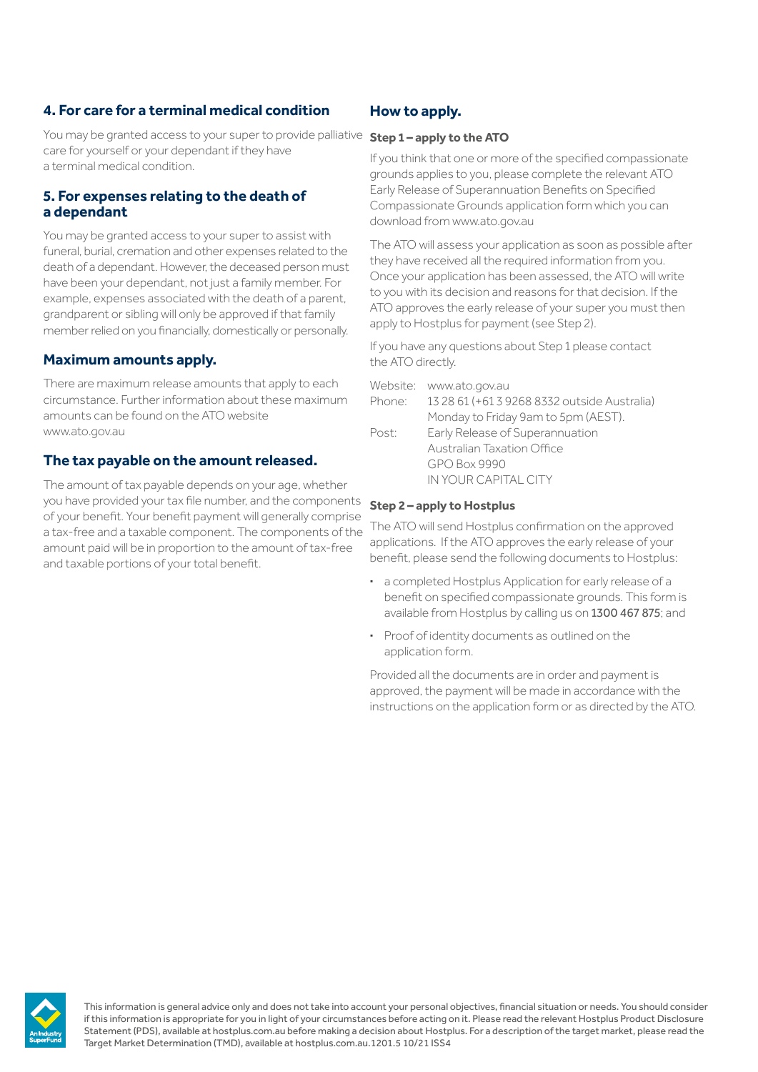### 4. For care for a terminal medical condition

You may be granted access to your super to provide palliative care for yourself or your dependant if they have a terminal medical condition.

### 5. For expenses relating to the death of a dependant

You may be granted access to your super to assist with funeral, burial, cremation and other expenses related to the death of a dependant. However, the deceased person must have been your dependant, not just a family member. For example, expenses associated with the death of a parent, grandparent or sibling will only be approved if that family member relied on you financially, domestically or personally.

## Maximum amounts apply.

There are maximum release amounts that apply to each circumstance. Further information about these maximum amounts can be found on the ATO website www.ato.gov.au

## The tax payable on the amount released.

The amount of tax payable depends on your age, whether you have provided your tax file number, and the components of your benefit. Your benefit payment will generally comprise a tax-free and a taxable component. The components of the amount paid will be in proportion to the amount of tax-free and taxable portions of your total benefit.

## How to apply.

**Step 1 – apply to the ATO**

If you think that one or more of the specified compassionate grounds applies to you, please complete the relevant ATO Early Release of Superannuation Benefits on Specified Compassionate Grounds application form which you can download from www.ato.gov.au

The ATO will assess your application as soon as possible after they have received all the required information from you. Once your application has been assessed, the ATO will write to you with its decision and reasons for that decision. If the ATO approves the early release of your super you must then apply to Hostplus for payment (see Step 2).

If you have any questions about Step 1 please contact the ATO directly.

Website: www.ato.gov.au
Phone: 13 28 61 (+61 3 9268 8332 outside Australia) Monday to Friday 9am to 5pm (AEST).
Post: Early Release of Superannuation
Australian Taxation Office
GPO Box 9990
IN YOUR CAPITAL CITY

**Step 2 – apply to Hostplus**

The ATO will send Hostplus confirmation on the approved applications. If the ATO approves the early release of your benefit, please send the following documents to Hostplus:

- a completed Hostplus Application for early release of a benefit on specified compassionate grounds. This form is available from Hostplus by calling us on 1300 467 875; and
- Proof of identity documents as outlined on the application form.

Provided all the documents are in order and payment is approved, the payment will be made in accordance with the instructions on the application form or as directed by the ATO.

This information is general advice only and does not take into account your personal objectives, financial situation or needs. You should consider if this information is appropriate for you in light of your circumstances before acting on it. Please read the relevant Hostplus Product Disclosure Statement (PDS), available at hostplus.com.au before making a decision about Hostplus. For a description of the target market, please read the Target Market Determination (TMD), available at hostplus.com.au.1201.5 10/21 ISS4